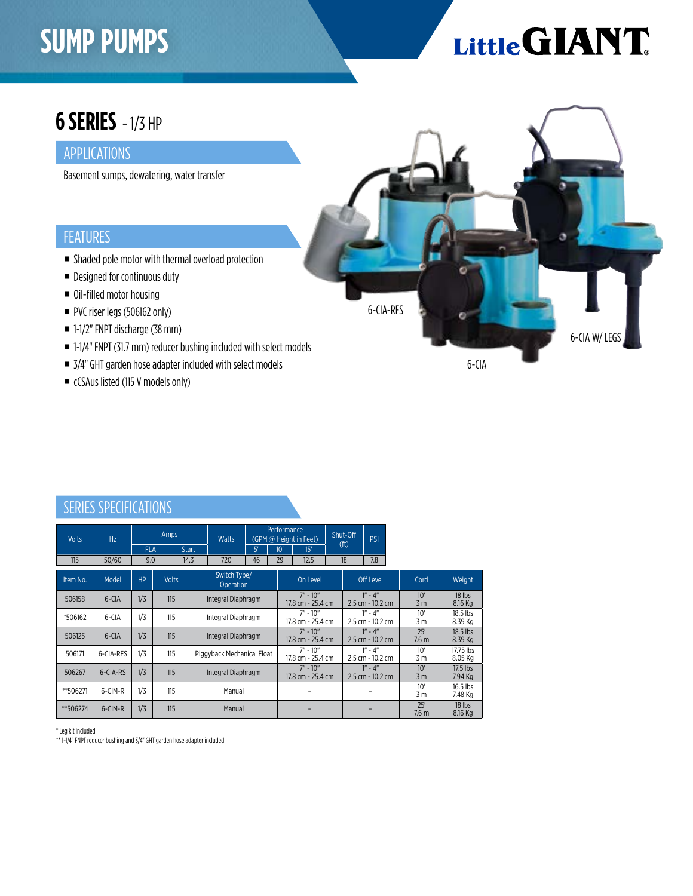# SUMP PUMPS

Little GIANT

## 6 SERIES - 1/3 HP

### APPLICATIONS

Basement sumps, dewatering, water transfer

### FEATURES

- Shaded pole motor with thermal overload protection
- Designed for continuous duty
- Oil-filled motor housing
- PVC riser legs (506162 only)
- 1-1/2" FNPT discharge (38 mm)
- 1-1/4" FNPT (31.7 mm) reducer bushing included with select models
- 3/4" GHT garden hose adapter included with select models
- cCSAus listed (115 V models only)

6-CIA-RFS

6-CIA W/ LEGS

6-CIA

### SERIES SPECIFICATIONS

| Volts | Hz | Amps | | Watts | Performance (GPM @ Height in Feet) | | | Shut-Off (ft) | PSI |
|---|---|---|---|---|---|---|---|---|---|
| | | FLA | Start | | 5' | 10' | 15' | | |
| 115 | 50/60 | 9.0 | 14.3 | 720 | 46 | 29 | 12.5 | 18 | 7.8 |

| Item No. | Model | HP | Volts | Switch Type/ Operation | On Level | Off Level | Cord | Weight |
|---|---|---|---|---|---|---|---|---|
| 506158 | 6-CIA | 1/3 | 115 | Integral Diaphragm | 7" - 10" 17.8 cm - 25.4 cm | 1" - 4" 2.5 cm - 10.2 cm | 10' 3 m | 18 lbs 8.16 Kg |
| *506162 | 6-CIA | 1/3 | 115 | Integral Diaphragm | 7" - 10" 17.8 cm - 25.4 cm | 1" - 4" 2.5 cm - 10.2 cm | 10' 3 m | 18.5 lbs 8.39 Kg |
| 506125 | 6-CIA | 1/3 | 115 | Integral Diaphragm | 7" - 10" 17.8 cm - 25.4 cm | 1" - 4" 2.5 cm - 10.2 cm | 25' 7.6 m | 18.5 lbs 8.39 Kg |
| 506171 | 6-CIA-RFS | 1/3 | 115 | Piggyback Mechanical Float | 7" - 10" 17.8 cm - 25.4 cm | 1" - 4" 2.5 cm - 10.2 cm | 10' 3 m | 17.75 lbs 8.05 Kg |
| 506267 | 6-CIA-RS | 1/3 | 115 | Integral Diaphragm | 7" - 10" 17.8 cm - 25.4 cm | 1" - 4" 2.5 cm - 10.2 cm | 10' 3 m | 17.5 lbs 7.94 Kg |
| **506271 | 6-CIM-R | 1/3 | 115 | Manual | – | – | 10' 3 m | 16.5 lbs 7.48 Kg |
| **506274 | 6-CIM-R | 1/3 | 115 | Manual | – | – | 25' 7.6 m | 18 lbs 8.16 Kg |

* Leg kit included

** 1-1/4" FNPT reducer bushing and 3/4" GHT garden hose adapter included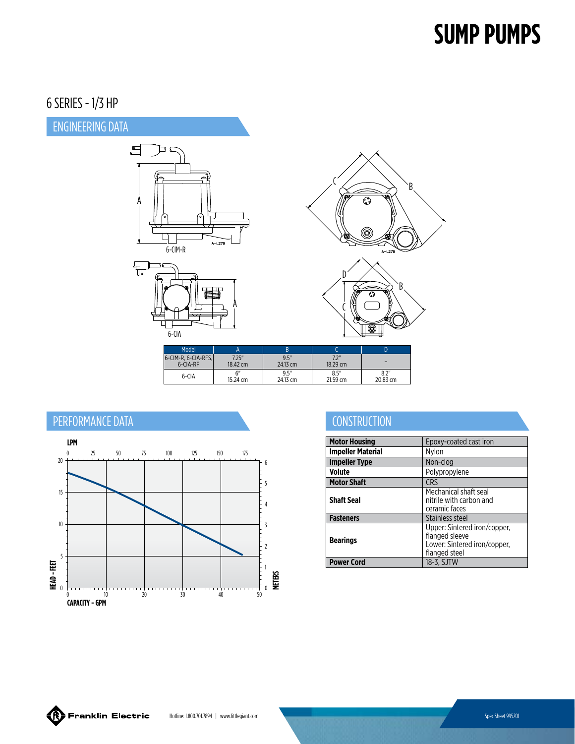# SUMP PUMPS

## 6 SERIES - 1/3 HP

### ENGINEERING DATA

A
6-CIM-R
A-L279
C
B
A-L279

A
6-CIA
D
B
C

| Model | A | B | C | D |
|---|---|---|---|---|
| 6-CIM-R, 6-CIA-RFS, 6-CIA-RF | 7.25" 18.42 cm | 9.5" 24.13 cm | 7.2" 18.29 cm | – |
| 6-CIA | 6" 15.24 cm | 9.5" 24.13 cm | 8.5" 21.59 cm | 8.2" 20.83 cm |

### PERFORMANCE DATA

LPM
0 25 50 75 100 125 150 175

HEAD - FEET
20 15 10 5 0

METERS
6 5 4 3 2 1 0

CAPACITY - GPM
0 10 20 30 40 50

### CONSTRUCTION

| | |
|---|---|
| **Motor Housing** | Epoxy-coated cast iron |
| **Impeller Material** | Nylon |
| **Impeller Type** | Non-clog |
| **Volute** | Polypropylene |
| **Motor Shaft** | CRS |
| **Shaft Seal** | Mechanical shaft seal nitrile with carbon and ceramic faces |
| **Fasteners** | Stainless steel |
| **Bearings** | Upper: Sintered iron/copper, flanged sleeve<br>Lower: Sintered iron/copper, flanged steel |
| **Power Cord** | 18-3, SJTW |

Franklin Electric

Hotline: 1.800.701.7894 | www.littlegiant.com

Spec Sheet 995201